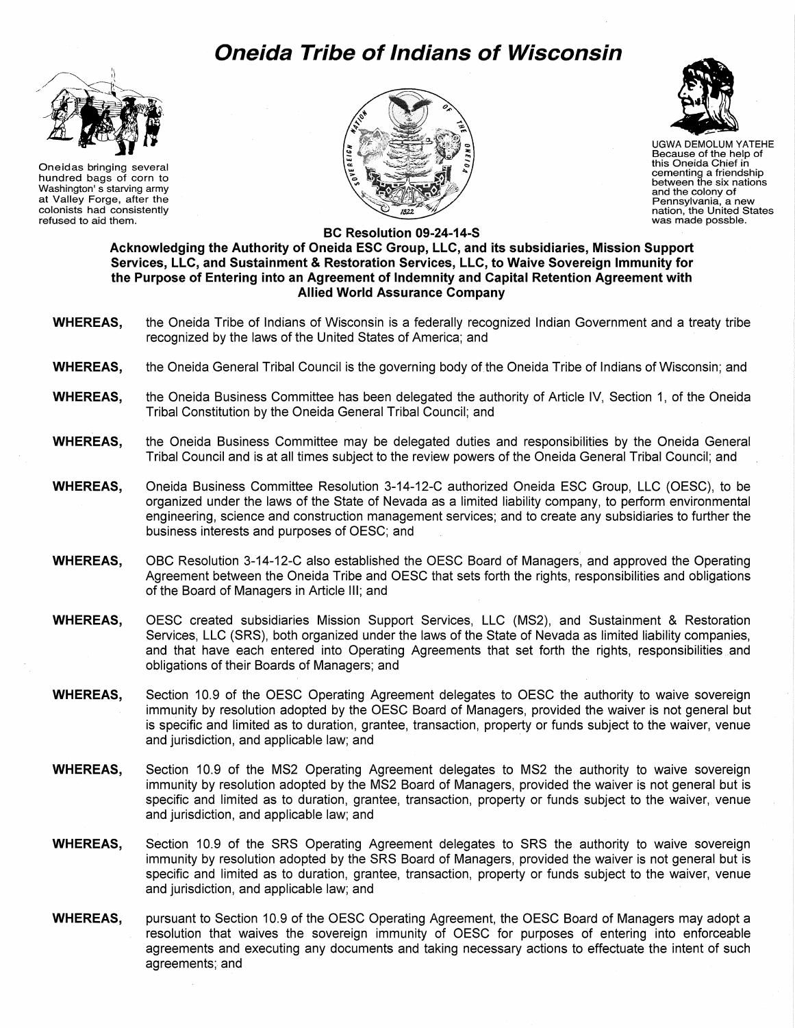# Oneida Tribe of Indians of Wisconsin

Oneidas bringing several hundred bags of corn to Washington's starving army at Valley Forge, after the colonists had consistently refused to aid them.

UGWA DEMOLUM YATEHE
Because of the help of this Oneida Chief in cementing a friendship between the six nations and the colony of Pennsylvania, a new nation, the United States was made possble.

## BC Resolution 09-24-14-S

**Acknowledging the Authority of Oneida ESC Group, LLC, and its subsidiaries, Mission Support Services, LLC, and Sustainment & Restoration Services, LLC, to Waive Sovereign Immunity for the Purpose of Entering into an Agreement of Indemnity and Capital Retention Agreement with Allied World Assurance Company**

**WHEREAS,** the Oneida Tribe of Indians of Wisconsin is a federally recognized Indian Government and a treaty tribe recognized by the laws of the United States of America; and

**WHEREAS,** the Oneida General Tribal Council is the governing body of the Oneida Tribe of Indians of Wisconsin; and

**WHEREAS,** the Oneida Business Committee has been delegated the authority of Article IV, Section 1, of the Oneida Tribal Constitution by the Oneida General Tribal Council; and

**WHEREAS,** the Oneida Business Committee may be delegated duties and responsibilities by the Oneida General Tribal Council and is at all times subject to the review powers of the Oneida General Tribal Council; and

**WHEREAS,** Oneida Business Committee Resolution 3-14-12-C authorized Oneida ESC Group, LLC (OESC), to be organized under the laws of the State of Nevada as a limited liability company, to perform environmental engineering, science and construction management services; and to create any subsidiaries to further the business interests and purposes of OESC; and

**WHEREAS,** OBC Resolution 3-14-12-C also established the OESC Board of Managers, and approved the Operating Agreement between the Oneida Tribe and OESC that sets forth the rights, responsibilities and obligations of the Board of Managers in Article III; and

**WHEREAS,** OESC created subsidiaries Mission Support Services, LLC (MS2), and Sustainment & Restoration Services, LLC (SRS), both organized under the laws of the State of Nevada as limited liability companies, and that have each entered into Operating Agreements that set forth the rights, responsibilities and obligations of their Boards of Managers; and

**WHEREAS,** Section 10.9 of the OESC Operating Agreement delegates to OESC the authority to waive sovereign immunity by resolution adopted by the OESC Board of Managers, provided the waiver is not general but is specific and limited as to duration, grantee, transaction, property or funds subject to the waiver, venue and jurisdiction, and applicable law; and

**WHEREAS,** Section 10.9 of the MS2 Operating Agreement delegates to MS2 the authority to waive sovereign immunity by resolution adopted by the MS2 Board of Managers, provided the waiver is not general but is specific and limited as to duration, grantee, transaction, property or funds subject to the waiver, venue and jurisdiction, and applicable law; and

**WHEREAS,** Section 10.9 of the SRS Operating Agreement delegates to SRS the authority to waive sovereign immunity by resolution adopted by the SRS Board of Managers, provided the waiver is not general but is specific and limited as to duration, grantee, transaction, property or funds subject to the waiver, venue and jurisdiction, and applicable law; and

**WHEREAS,** pursuant to Section 10.9 of the OESC Operating Agreement, the OESC Board of Managers may adopt a resolution that waives the sovereign immunity of OESC for purposes of entering into enforceable agreements and executing any documents and taking necessary actions to effectuate the intent of such agreements; and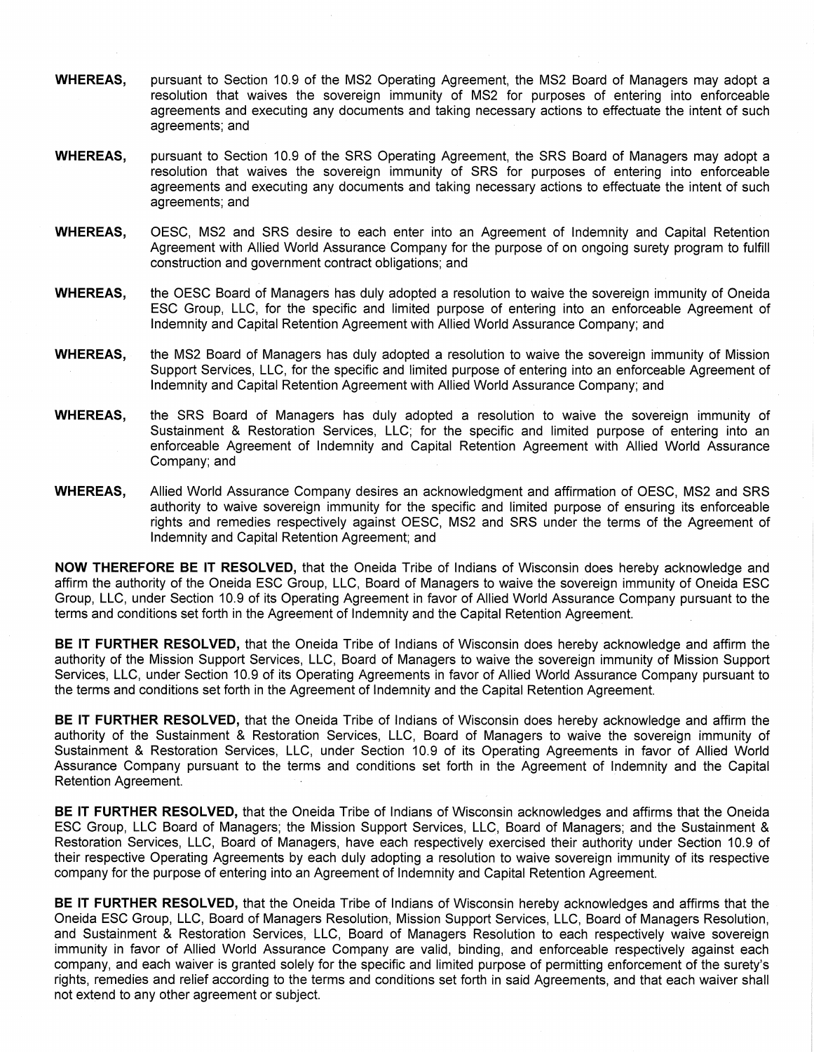**WHEREAS,** pursuant to Section 10.9 of the MS2 Operating Agreement, the MS2 Board of Managers may adopt a resolution that waives the sovereign immunity of MS2 for purposes of entering into enforceable agreements and executing any documents and taking necessary actions to effectuate the intent of such agreements; and

**WHEREAS,** pursuant to Section 10.9 of the SRS Operating Agreement, the SRS Board of Managers may adopt a resolution that waives the sovereign immunity of SRS for purposes of entering into enforceable agreements and executing any documents and taking necessary actions to effectuate the intent of such agreements; and

**WHEREAS,** OESC, MS2 and SRS desire to each enter into an Agreement of Indemnity and Capital Retention Agreement with Allied World Assurance Company for the purpose of on ongoing surety program to fulfill construction and government contract obligations; and

**WHEREAS,** the OESC Board of Managers has duly adopted a resolution to waive the sovereign immunity of Oneida ESC Group, LLC, for the specific and limited purpose of entering into an enforceable Agreement of Indemnity and Capital Retention Agreement with Allied World Assurance Company; and

**WHEREAS,** the MS2 Board of Managers has duly adopted a resolution to waive the sovereign immunity of Mission Support Services, LLC, for the specific and limited purpose of entering into an enforceable Agreement of Indemnity and Capital Retention Agreement with Allied World Assurance Company; and

**WHEREAS,** the SRS Board of Managers has duly adopted a resolution to waive the sovereign immunity of Sustainment & Restoration Services, LLC; for the specific and limited purpose of entering into an enforceable Agreement of Indemnity and Capital Retention Agreement with Allied World Assurance Company; and

**WHEREAS,** Allied World Assurance Company desires an acknowledgment and affirmation of OESC, MS2 and SRS authority to waive sovereign immunity for the specific and limited purpose of ensuring its enforceable rights and remedies respectively against OESC, MS2 and SRS under the terms of the Agreement of Indemnity and Capital Retention Agreement; and

**NOW THEREFORE BE IT RESOLVED,** that the Oneida Tribe of Indians of Wisconsin does hereby acknowledge and affirm the authority of the Oneida ESC Group, LLC, Board of Managers to waive the sovereign immunity of Oneida ESC Group, LLC, under Section 10.9 of its Operating Agreement in favor of Allied World Assurance Company pursuant to the terms and conditions set forth in the Agreement of Indemnity and the Capital Retention Agreement.

**BE IT FURTHER RESOLVED,** that the Oneida Tribe of Indians of Wisconsin does hereby acknowledge and affirm the authority of the Mission Support Services, LLC, Board of Managers to waive the sovereign immunity of Mission Support Services, LLC, under Section 10.9 of its Operating Agreements in favor of Allied World Assurance Company pursuant to the terms and conditions set forth in the Agreement of Indemnity and the Capital Retention Agreement.

**BE IT FURTHER RESOLVED,** that the Oneida Tribe of Indians of Wisconsin does hereby acknowledge and affirm the authority of the Sustainment & Restoration Services, LLC, Board of Managers to waive the sovereign immunity of Sustainment & Restoration Services, LLC, under Section 10.9 of its Operating Agreements in favor of Allied World Assurance Company pursuant to the terms and conditions set forth in the Agreement of Indemnity and the Capital Retention Agreement.

**BE IT FURTHER RESOLVED,** that the Oneida Tribe of Indians of Wisconsin acknowledges and affirms that the Oneida ESC Group, LLC Board of Managers; the Mission Support Services, LLC, Board of Managers; and the Sustainment & Restoration Services, LLC, Board of Managers, have each respectively exercised their authority under Section 10.9 of their respective Operating Agreements by each duly adopting a resolution to waive sovereign immunity of its respective company for the purpose of entering into an Agreement of Indemnity and Capital Retention Agreement.

**BE IT FURTHER RESOLVED,** that the Oneida Tribe of Indians of Wisconsin hereby acknowledges and affirms that the Oneida ESC Group, LLC, Board of Managers Resolution, Mission Support Services, LLC, Board of Managers Resolution, and Sustainment & Restoration Services, LLC, Board of Managers Resolution to each respectively waive sovereign immunity in favor of Allied World Assurance Company are valid, binding, and enforceable respectively against each company, and each waiver is granted solely for the specific and limited purpose of permitting enforcement of the surety's rights, remedies and relief according to the terms and conditions set forth in said Agreements, and that each waiver shall not extend to any other agreement or subject.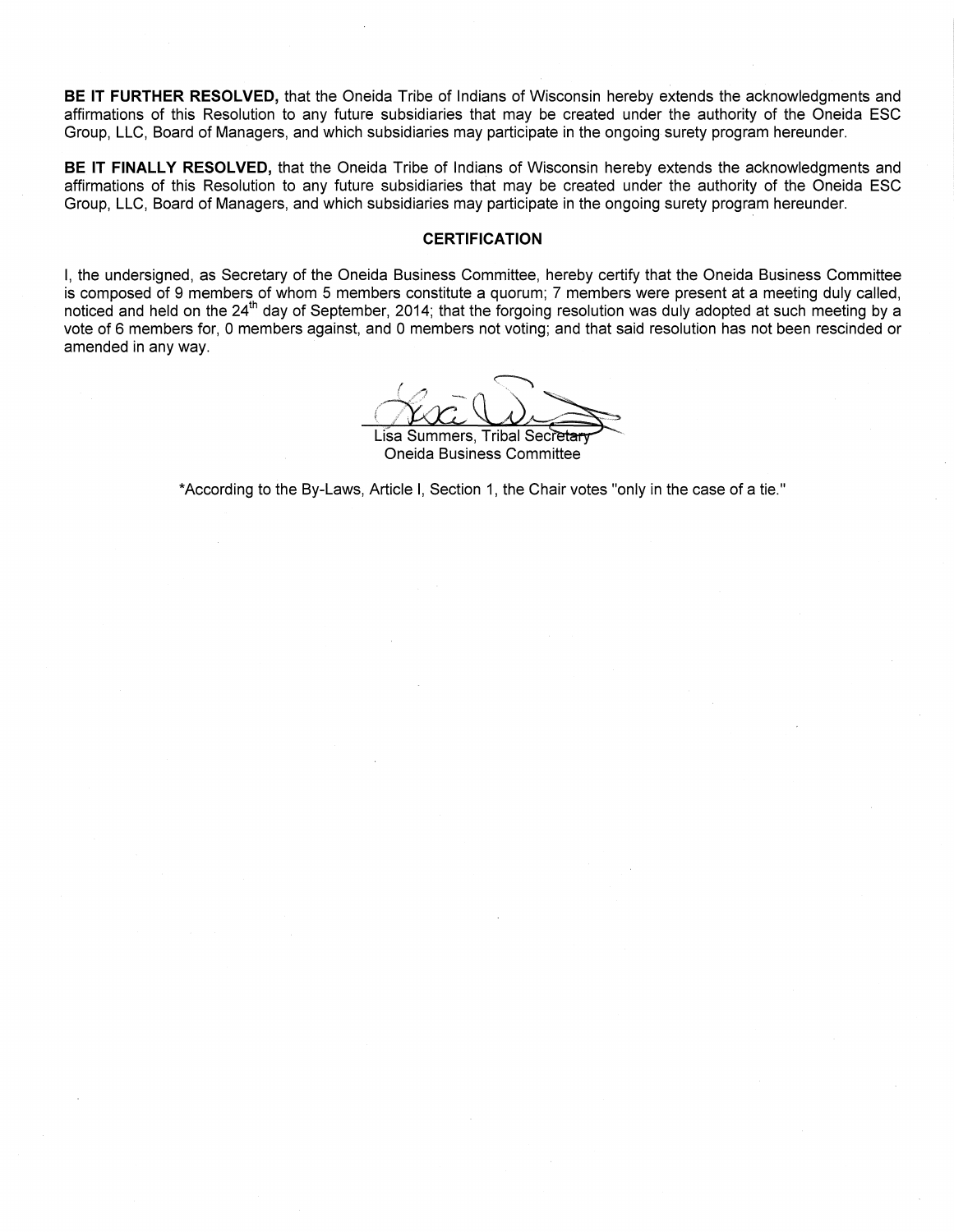**BE IT FURTHER RESOLVED,** that the Oneida Tribe of Indians of Wisconsin hereby extends the acknowledgments and affirmations of this Resolution to any future subsidiaries that may be created under the authority of the Oneida ESC Group, LLC, Board of Managers, and which subsidiaries may participate in the ongoing surety program hereunder.

**BE IT FINALLY RESOLVED,** that the Oneida Tribe of Indians of Wisconsin hereby extends the acknowledgments and affirmations of this Resolution to any future subsidiaries that may be created under the authority of the Oneida ESC Group, LLC, Board of Managers, and which subsidiaries may participate in the ongoing surety program hereunder.

### CERTIFICATION

I, the undersigned, as Secretary of the Oneida Business Committee, hereby certify that the Oneida Business Committee is composed of 9 members of whom 5 members constitute a quorum; 7 members were present at a meeting duly called, noticed and held on the 24th day of September, 2014; that the forgoing resolution was duly adopted at such meeting by a vote of 6 members for, 0 members against, and 0 members not voting; and that said resolution has not been rescinded or amended in any way.

Lisa Summers, Tribal Secretary
Oneida Business Committee

*According to the By-Laws, Article I, Section 1, the Chair votes "only in the case of a tie."